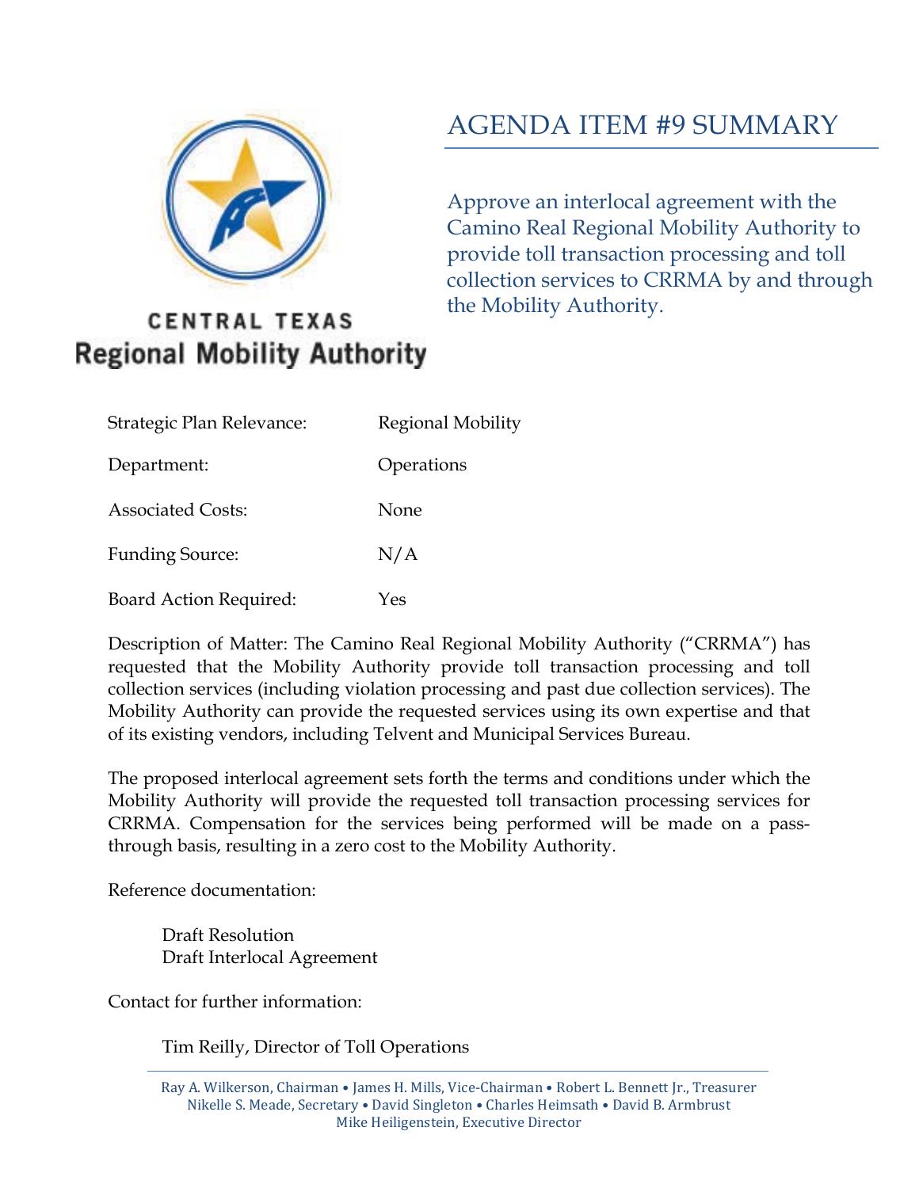CENTRAL TEXAS
Regional Mobility Authority

# AGENDA ITEM #9 SUMMARY

Approve an interlocal agreement with the Camino Real Regional Mobility Authority to provide toll transaction processing and toll collection services to CRRMA by and through the Mobility Authority.

| | |
|---|---|
| Strategic Plan Relevance: | Regional Mobility |
| Department: | Operations |
| Associated Costs: | None |
| Funding Source: | N/A |
| Board Action Required: | Yes |

Description of Matter: The Camino Real Regional Mobility Authority ("CRRMA") has requested that the Mobility Authority provide toll transaction processing and toll collection services (including violation processing and past due collection services). The Mobility Authority can provide the requested services using its own expertise and that of its existing vendors, including Telvent and Municipal Services Bureau.

The proposed interlocal agreement sets forth the terms and conditions under which the Mobility Authority will provide the requested toll transaction processing services for CRRMA. Compensation for the services being performed will be made on a pass-through basis, resulting in a zero cost to the Mobility Authority.

Reference documentation:

Draft Resolution
Draft Interlocal Agreement

Contact for further information:

Tim Reilly, Director of Toll Operations

Ray A. Wilkerson, Chairman • James H. Mills, Vice-Chairman • Robert L. Bennett Jr., Treasurer
Nikelle S. Meade, Secretary • David Singleton • Charles Heimsath • David B. Armbrust
Mike Heiligenstein, Executive Director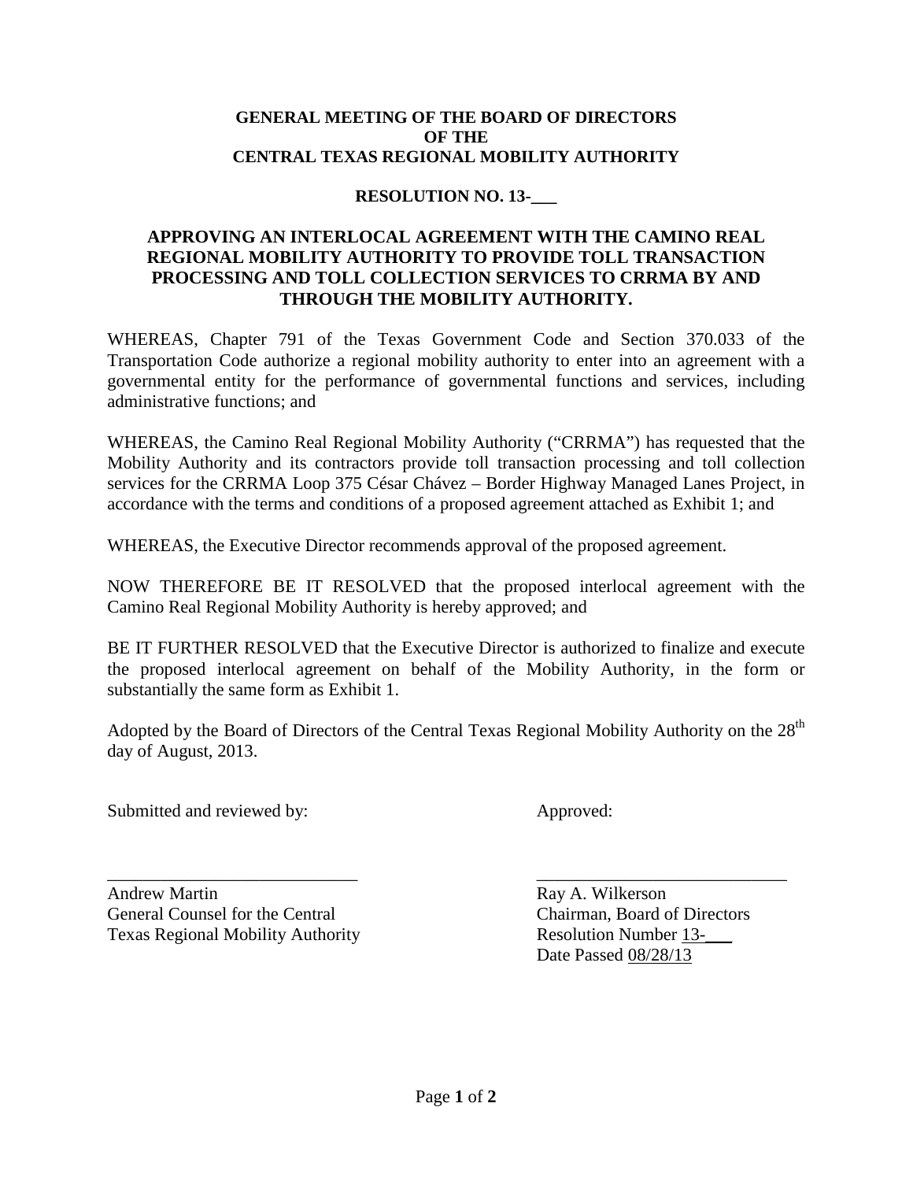**GENERAL MEETING OF THE BOARD OF DIRECTORS**
**OF THE**
**CENTRAL TEXAS REGIONAL MOBILITY AUTHORITY**

**RESOLUTION NO. 13-___**

**APPROVING AN INTERLOCAL AGREEMENT WITH THE CAMINO REAL REGIONAL MOBILITY AUTHORITY TO PROVIDE TOLL TRANSACTION PROCESSING AND TOLL COLLECTION SERVICES TO CRRMA BY AND THROUGH THE MOBILITY AUTHORITY.**

WHEREAS, Chapter 791 of the Texas Government Code and Section 370.033 of the Transportation Code authorize a regional mobility authority to enter into an agreement with a governmental entity for the performance of governmental functions and services, including administrative functions; and

WHEREAS, the Camino Real Regional Mobility Authority ("CRRMA") has requested that the Mobility Authority and its contractors provide toll transaction processing and toll collection services for the CRRMA Loop 375 César Chávez – Border Highway Managed Lanes Project, in accordance with the terms and conditions of a proposed agreement attached as Exhibit 1; and

WHEREAS, the Executive Director recommends approval of the proposed agreement.

NOW THEREFORE BE IT RESOLVED that the proposed interlocal agreement with the Camino Real Regional Mobility Authority is hereby approved; and

BE IT FURTHER RESOLVED that the Executive Director is authorized to finalize and execute the proposed interlocal agreement on behalf of the Mobility Authority, in the form or substantially the same form as Exhibit 1.

Adopted by the Board of Directors of the Central Texas Regional Mobility Authority on the 28th day of August, 2013.

Submitted and reviewed by:

\_\_\_\_\_\_\_\_\_\_\_\_\_\_\_\_\_\_\_\_\_\_\_\_\_\_\_\_
Andrew Martin
General Counsel for the Central Texas Regional Mobility Authority

Approved:

\_\_\_\_\_\_\_\_\_\_\_\_\_\_\_\_\_\_\_\_\_\_\_\_\_\_\_\_
Ray A. Wilkerson
Chairman, Board of Directors
Resolution Number 13-___
Date Passed 08/28/13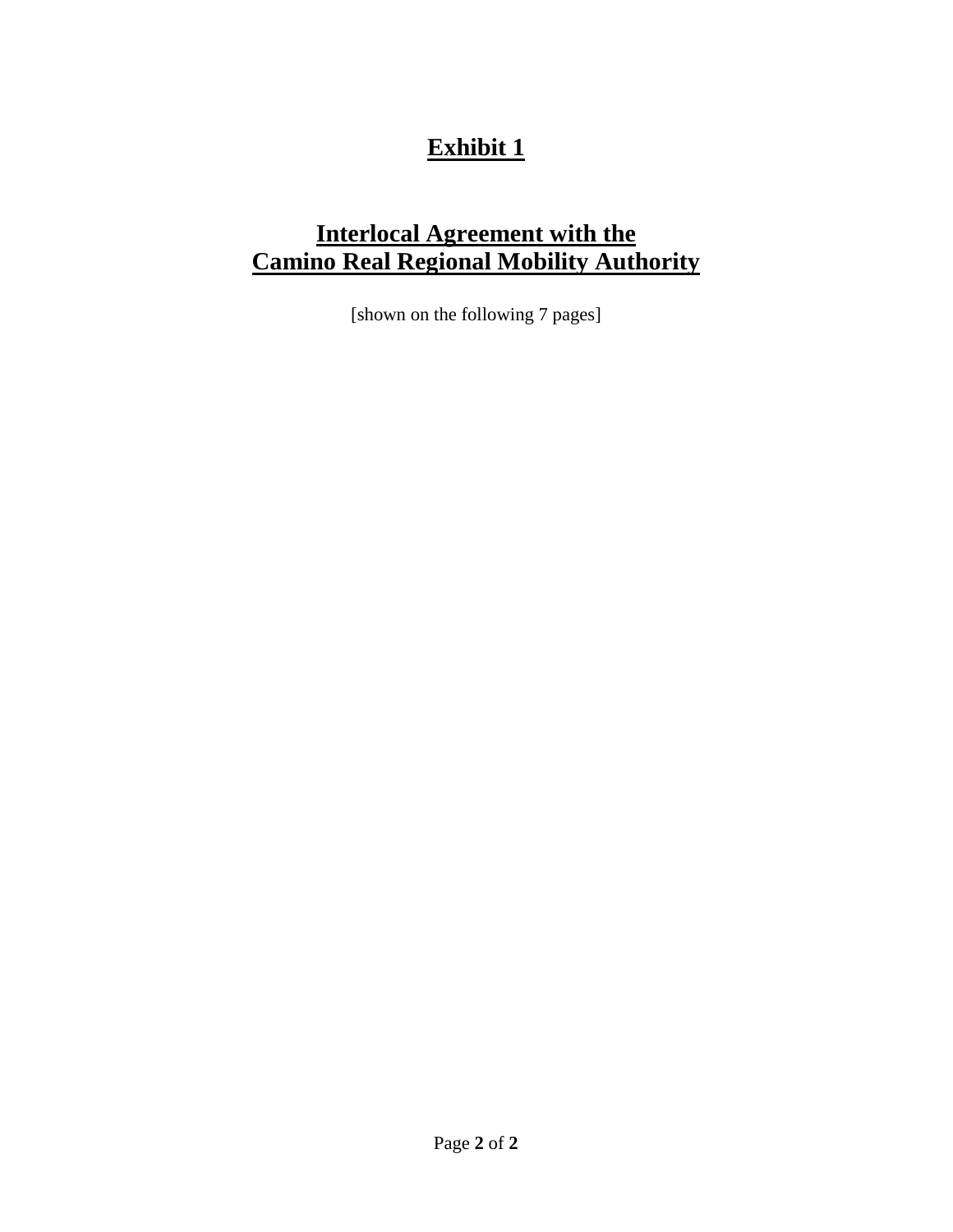# Exhibit 1

## Interlocal Agreement with the Camino Real Regional Mobility Authority

[shown on the following 7 pages]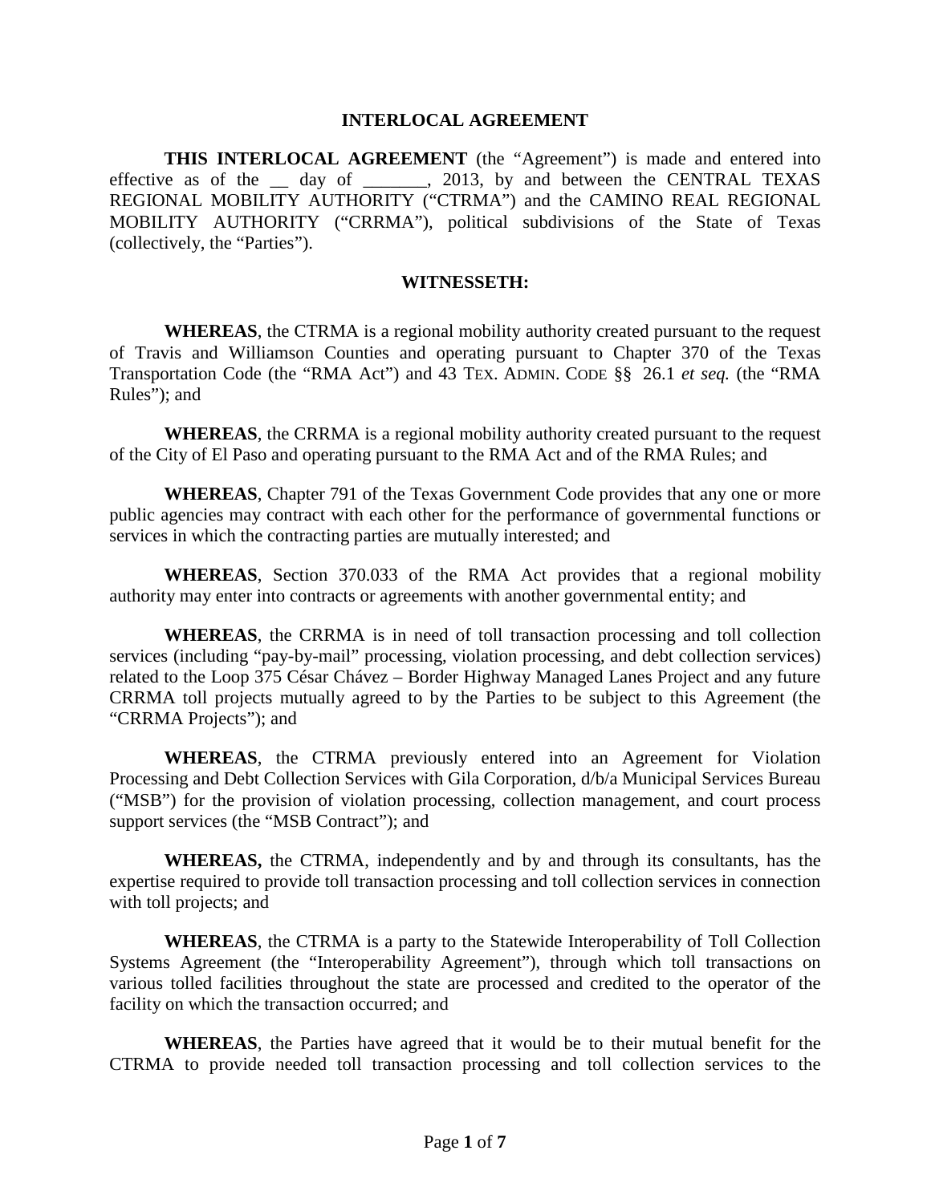**INTERLOCAL AGREEMENT**

**THIS INTERLOCAL AGREEMENT** (the "Agreement") is made and entered into effective as of the __ day of _______, 2013, by and between the CENTRAL TEXAS REGIONAL MOBILITY AUTHORITY ("CTRMA") and the CAMINO REAL REGIONAL MOBILITY AUTHORITY ("CRRMA"), political subdivisions of the State of Texas (collectively, the "Parties").

**WITNESSETH:**

**WHEREAS**, the CTRMA is a regional mobility authority created pursuant to the request of Travis and Williamson Counties and operating pursuant to Chapter 370 of the Texas Transportation Code (the "RMA Act") and 43 TEX. ADMIN. CODE §§ 26.1 *et seq.* (the "RMA Rules"); and

**WHEREAS**, the CRRMA is a regional mobility authority created pursuant to the request of the City of El Paso and operating pursuant to the RMA Act and of the RMA Rules; and

**WHEREAS**, Chapter 791 of the Texas Government Code provides that any one or more public agencies may contract with each other for the performance of governmental functions or services in which the contracting parties are mutually interested; and

**WHEREAS**, Section 370.033 of the RMA Act provides that a regional mobility authority may enter into contracts or agreements with another governmental entity; and

**WHEREAS**, the CRRMA is in need of toll transaction processing and toll collection services (including "pay-by-mail" processing, violation processing, and debt collection services) related to the Loop 375 César Chávez – Border Highway Managed Lanes Project and any future CRRMA toll projects mutually agreed to by the Parties to be subject to this Agreement (the "CRRMA Projects"); and

**WHEREAS**, the CTRMA previously entered into an Agreement for Violation Processing and Debt Collection Services with Gila Corporation, d/b/a Municipal Services Bureau ("MSB") for the provision of violation processing, collection management, and court process support services (the "MSB Contract"); and

**WHEREAS,** the CTRMA, independently and by and through its consultants, has the expertise required to provide toll transaction processing and toll collection services in connection with toll projects; and

**WHEREAS**, the CTRMA is a party to the Statewide Interoperability of Toll Collection Systems Agreement (the "Interoperability Agreement"), through which toll transactions on various tolled facilities throughout the state are processed and credited to the operator of the facility on which the transaction occurred; and

**WHEREAS**, the Parties have agreed that it would be to their mutual benefit for the CTRMA to provide needed toll transaction processing and toll collection services to the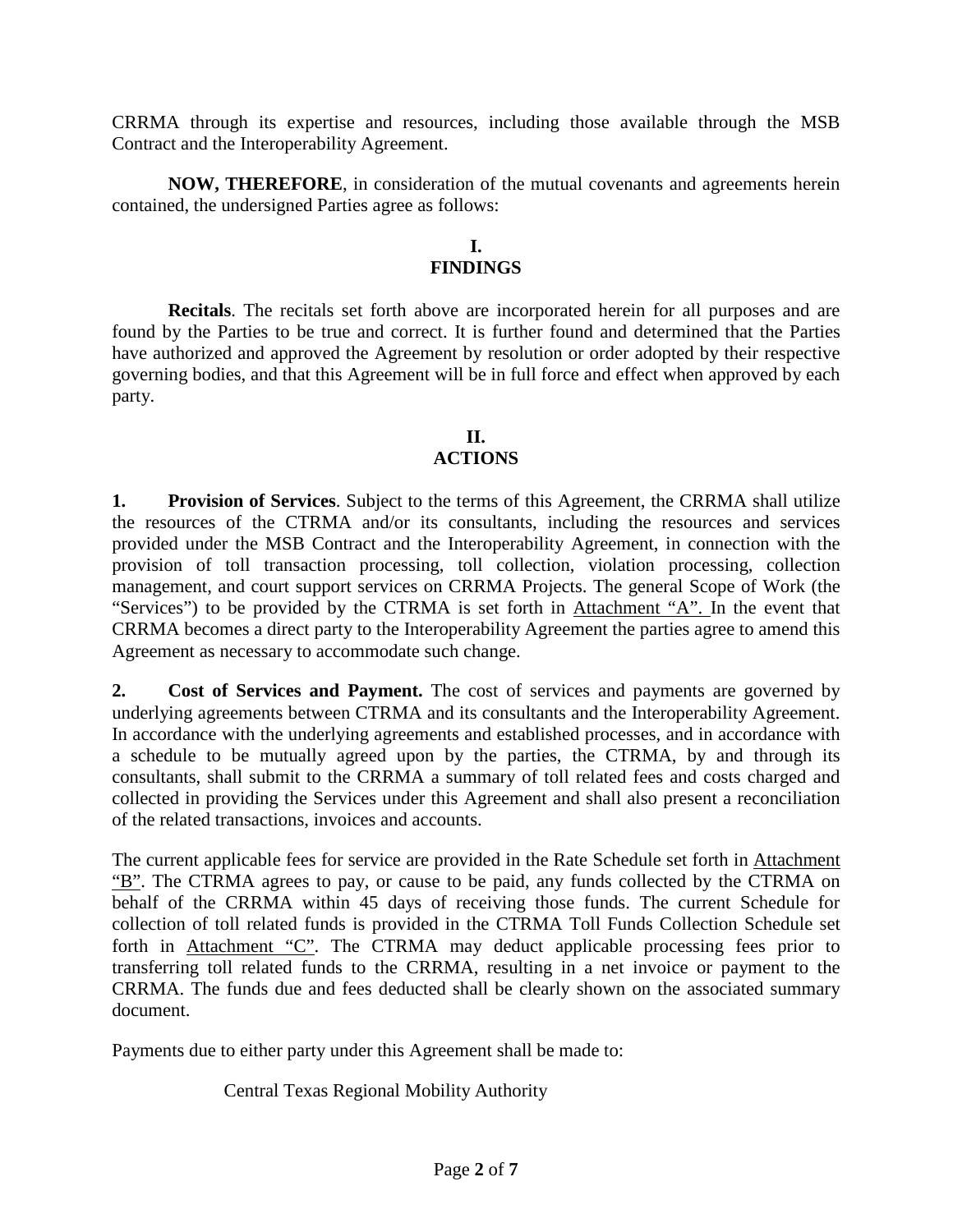CRRMA through its expertise and resources, including those available through the MSB Contract and the Interoperability Agreement.

**NOW, THEREFORE**, in consideration of the mutual covenants and agreements herein contained, the undersigned Parties agree as follows:

## I.
## FINDINGS

**Recitals**. The recitals set forth above are incorporated herein for all purposes and are found by the Parties to be true and correct. It is further found and determined that the Parties have authorized and approved the Agreement by resolution or order adopted by their respective governing bodies, and that this Agreement will be in full force and effect when approved by each party.

## II.
## ACTIONS

**1. Provision of Services**. Subject to the terms of this Agreement, the CRRMA shall utilize the resources of the CTRMA and/or its consultants, including the resources and services provided under the MSB Contract and the Interoperability Agreement, in connection with the provision of toll transaction processing, toll collection, violation processing, collection management, and court support services on CRRMA Projects. The general Scope of Work (the "Services") to be provided by the CTRMA is set forth in Attachment "A". In the event that CRRMA becomes a direct party to the Interoperability Agreement the parties agree to amend this Agreement as necessary to accommodate such change.

**2. Cost of Services and Payment.** The cost of services and payments are governed by underlying agreements between CTRMA and its consultants and the Interoperability Agreement. In accordance with the underlying agreements and established processes, and in accordance with a schedule to be mutually agreed upon by the parties, the CTRMA, by and through its consultants, shall submit to the CRRMA a summary of toll related fees and costs charged and collected in providing the Services under this Agreement and shall also present a reconciliation of the related transactions, invoices and accounts.

The current applicable fees for service are provided in the Rate Schedule set forth in Attachment "B". The CTRMA agrees to pay, or cause to be paid, any funds collected by the CTRMA on behalf of the CRRMA within 45 days of receiving those funds. The current Schedule for collection of toll related funds is provided in the CTRMA Toll Funds Collection Schedule set forth in Attachment "C". The CTRMA may deduct applicable processing fees prior to transferring toll related funds to the CRRMA, resulting in a net invoice or payment to the CRRMA. The funds due and fees deducted shall be clearly shown on the associated summary document.

Payments due to either party under this Agreement shall be made to:

Central Texas Regional Mobility Authority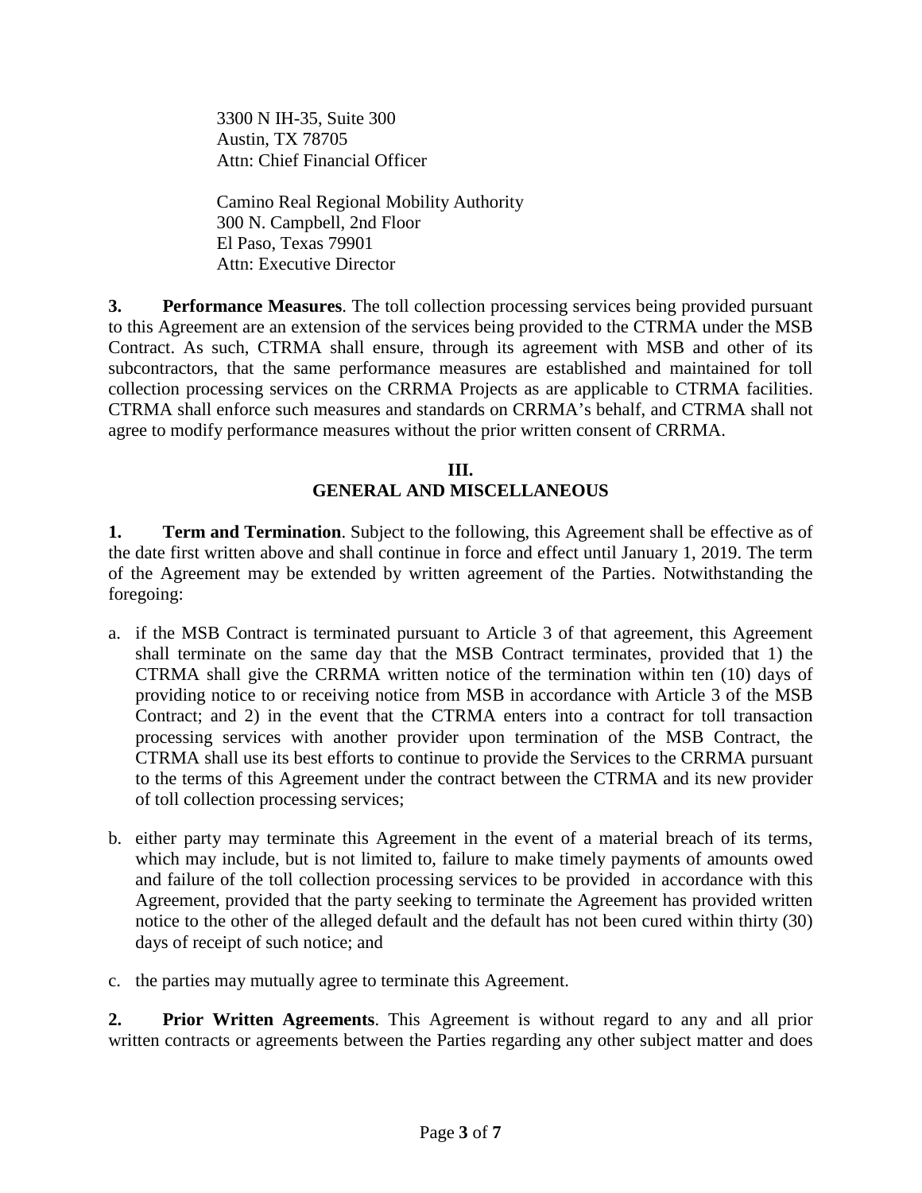3300 N IH-35, Suite 300
Austin, TX 78705
Attn: Chief Financial Officer

Camino Real Regional Mobility Authority
300 N. Campbell, 2nd Floor
El Paso, Texas 79901
Attn: Executive Director

**3. Performance Measures**. The toll collection processing services being provided pursuant to this Agreement are an extension of the services being provided to the CTRMA under the MSB Contract. As such, CTRMA shall ensure, through its agreement with MSB and other of its subcontractors, that the same performance measures are established and maintained for toll collection processing services on the CRRMA Projects as are applicable to CTRMA facilities. CTRMA shall enforce such measures and standards on CRRMA's behalf, and CTRMA shall not agree to modify performance measures without the prior written consent of CRRMA.

## III.
## GENERAL AND MISCELLANEOUS

**1. Term and Termination**. Subject to the following, this Agreement shall be effective as of the date first written above and shall continue in force and effect until January 1, 2019. The term of the Agreement may be extended by written agreement of the Parties. Notwithstanding the foregoing:

a. if the MSB Contract is terminated pursuant to Article 3 of that agreement, this Agreement shall terminate on the same day that the MSB Contract terminates, provided that 1) the CTRMA shall give the CRRMA written notice of the termination within ten (10) days of providing notice to or receiving notice from MSB in accordance with Article 3 of the MSB Contract; and 2) in the event that the CTRMA enters into a contract for toll transaction processing services with another provider upon termination of the MSB Contract, the CTRMA shall use its best efforts to continue to provide the Services to the CRRMA pursuant to the terms of this Agreement under the contract between the CTRMA and its new provider of toll collection processing services;

b. either party may terminate this Agreement in the event of a material breach of its terms, which may include, but is not limited to, failure to make timely payments of amounts owed and failure of the toll collection processing services to be provided in accordance with this Agreement, provided that the party seeking to terminate the Agreement has provided written notice to the other of the alleged default and the default has not been cured within thirty (30) days of receipt of such notice; and

c. the parties may mutually agree to terminate this Agreement.

**2. Prior Written Agreements**. This Agreement is without regard to any and all prior written contracts or agreements between the Parties regarding any other subject matter and does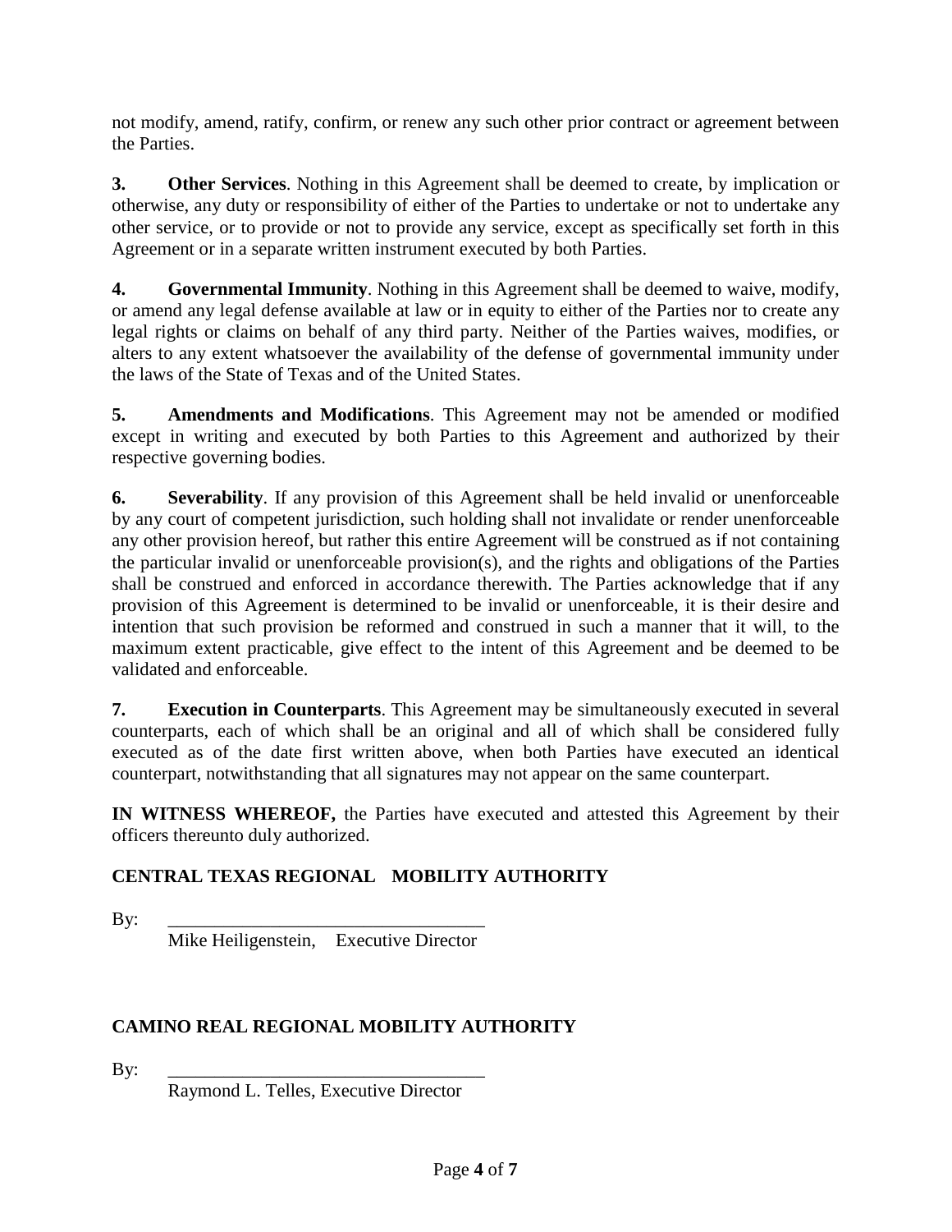not modify, amend, ratify, confirm, or renew any such other prior contract or agreement between the Parties.

**3. Other Services**. Nothing in this Agreement shall be deemed to create, by implication or otherwise, any duty or responsibility of either of the Parties to undertake or not to undertake any other service, or to provide or not to provide any service, except as specifically set forth in this Agreement or in a separate written instrument executed by both Parties.

**4. Governmental Immunity**. Nothing in this Agreement shall be deemed to waive, modify, or amend any legal defense available at law or in equity to either of the Parties nor to create any legal rights or claims on behalf of any third party. Neither of the Parties waives, modifies, or alters to any extent whatsoever the availability of the defense of governmental immunity under the laws of the State of Texas and of the United States.

**5. Amendments and Modifications**. This Agreement may not be amended or modified except in writing and executed by both Parties to this Agreement and authorized by their respective governing bodies.

**6. Severability**. If any provision of this Agreement shall be held invalid or unenforceable by any court of competent jurisdiction, such holding shall not invalidate or render unenforceable any other provision hereof, but rather this entire Agreement will be construed as if not containing the particular invalid or unenforceable provision(s), and the rights and obligations of the Parties shall be construed and enforced in accordance therewith. The Parties acknowledge that if any provision of this Agreement is determined to be invalid or unenforceable, it is their desire and intention that such provision be reformed and construed in such a manner that it will, to the maximum extent practicable, give effect to the intent of this Agreement and be deemed to be validated and enforceable.

**7. Execution in Counterparts**. This Agreement may be simultaneously executed in several counterparts, each of which shall be an original and all of which shall be considered fully executed as of the date first written above, when both Parties have executed an identical counterpart, notwithstanding that all signatures may not appear on the same counterpart.

**IN WITNESS WHEREOF,** the Parties have executed and attested this Agreement by their officers thereunto duly authorized.

**CENTRAL TEXAS REGIONAL MOBILITY AUTHORITY**

By: ___________________________________
Mike Heiligenstein, Executive Director

**CAMINO REAL REGIONAL MOBILITY AUTHORITY**

By: ___________________________________
Raymond L. Telles, Executive Director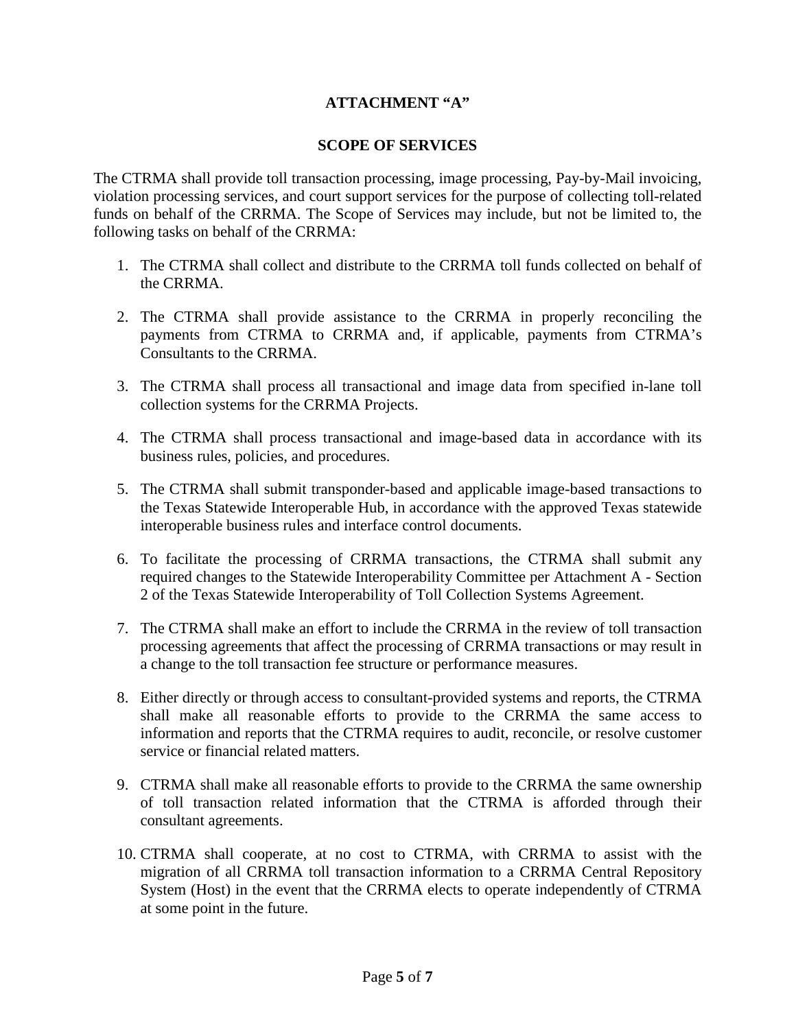## ATTACHMENT "A"

## SCOPE OF SERVICES

The CTRMA shall provide toll transaction processing, image processing, Pay-by-Mail invoicing, violation processing services, and court support services for the purpose of collecting toll-related funds on behalf of the CRRMA. The Scope of Services may include, but not be limited to, the following tasks on behalf of the CRRMA:

1. The CTRMA shall collect and distribute to the CRRMA toll funds collected on behalf of the CRRMA.

2. The CTRMA shall provide assistance to the CRRMA in properly reconciling the payments from CTRMA to CRRMA and, if applicable, payments from CTRMA's Consultants to the CRRMA.

3. The CTRMA shall process all transactional and image data from specified in-lane toll collection systems for the CRRMA Projects.

4. The CTRMA shall process transactional and image-based data in accordance with its business rules, policies, and procedures.

5. The CTRMA shall submit transponder-based and applicable image-based transactions to the Texas Statewide Interoperable Hub, in accordance with the approved Texas statewide interoperable business rules and interface control documents.

6. To facilitate the processing of CRRMA transactions, the CTRMA shall submit any required changes to the Statewide Interoperability Committee per Attachment A - Section 2 of the Texas Statewide Interoperability of Toll Collection Systems Agreement.

7. The CTRMA shall make an effort to include the CRRMA in the review of toll transaction processing agreements that affect the processing of CRRMA transactions or may result in a change to the toll transaction fee structure or performance measures.

8. Either directly or through access to consultant-provided systems and reports, the CTRMA shall make all reasonable efforts to provide to the CRRMA the same access to information and reports that the CTRMA requires to audit, reconcile, or resolve customer service or financial related matters.

9. CTRMA shall make all reasonable efforts to provide to the CRRMA the same ownership of toll transaction related information that the CTRMA is afforded through their consultant agreements.

10. CTRMA shall cooperate, at no cost to CTRMA, with CRRMA to assist with the migration of all CRRMA toll transaction information to a CRRMA Central Repository System (Host) in the event that the CRRMA elects to operate independently of CTRMA at some point in the future.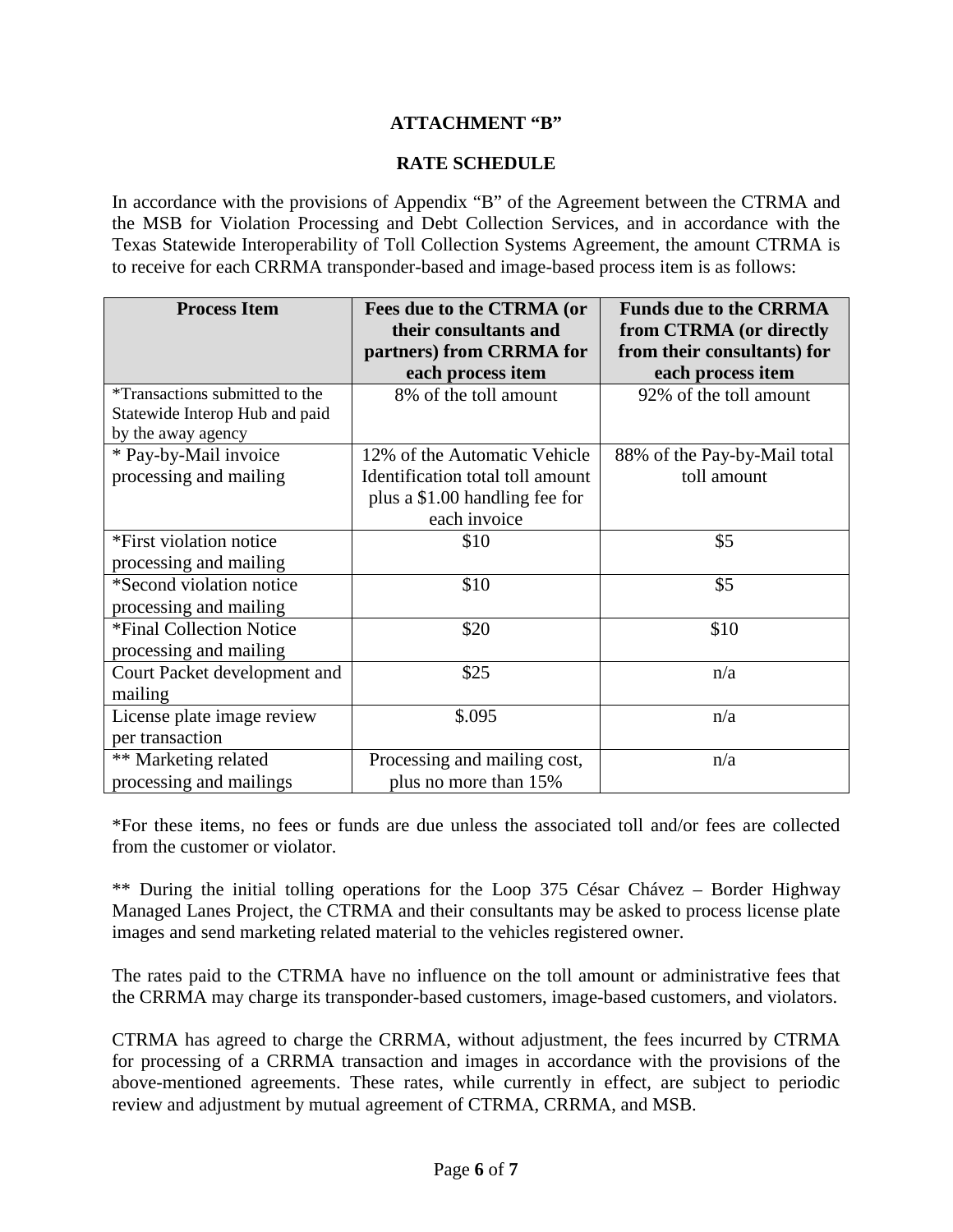**ATTACHMENT "B"**

**RATE SCHEDULE**

In accordance with the provisions of Appendix "B" of the Agreement between the CTRMA and the MSB for Violation Processing and Debt Collection Services, and in accordance with the Texas Statewide Interoperability of Toll Collection Systems Agreement, the amount CTRMA is to receive for each CRRMA transponder-based and image-based process item is as follows:

| Process Item | Fees due to the CTRMA (or their consultants and partners) from CRRMA for each process item | Funds due to the CRRMA from CTRMA (or directly from their consultants) for each process item |
|---|---|---|
| *Transactions submitted to the Statewide Interop Hub and paid by the away agency | 8% of the toll amount | 92% of the toll amount |
| * Pay-by-Mail invoice processing and mailing | 12% of the Automatic Vehicle Identification total toll amount plus a $1.00 handling fee for each invoice | 88% of the Pay-by-Mail total toll amount |
| *First violation notice processing and mailing | $10 | $5 |
| *Second violation notice processing and mailing | $10 | $5 |
| *Final Collection Notice processing and mailing | $20 | $10 |
| Court Packet development and mailing | $25 | n/a |
| License plate image review per transaction | $.095 | n/a |
| ** Marketing related processing and mailings | Processing and mailing cost, plus no more than 15% | n/a |

*For these items, no fees or funds are due unless the associated toll and/or fees are collected from the customer or violator.

** During the initial tolling operations for the Loop 375 César Chávez – Border Highway Managed Lanes Project, the CTRMA and their consultants may be asked to process license plate images and send marketing related material to the vehicles registered owner.

The rates paid to the CTRMA have no influence on the toll amount or administrative fees that the CRRMA may charge its transponder-based customers, image-based customers, and violators.

CTRMA has agreed to charge the CRRMA, without adjustment, the fees incurred by CTRMA for processing of a CRRMA transaction and images in accordance with the provisions of the above-mentioned agreements. These rates, while currently in effect, are subject to periodic review and adjustment by mutual agreement of CTRMA, CRRMA, and MSB.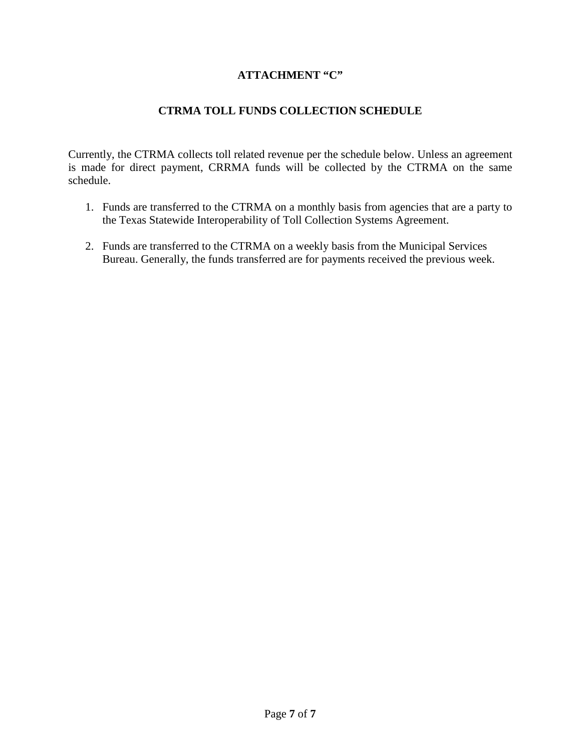## ATTACHMENT "C"

## CTRMA TOLL FUNDS COLLECTION SCHEDULE

Currently, the CTRMA collects toll related revenue per the schedule below. Unless an agreement is made for direct payment, CRRMA funds will be collected by the CTRMA on the same schedule.

1. Funds are transferred to the CTRMA on a monthly basis from agencies that are a party to the Texas Statewide Interoperability of Toll Collection Systems Agreement.

2. Funds are transferred to the CTRMA on a weekly basis from the Municipal Services Bureau. Generally, the funds transferred are for payments received the previous week.